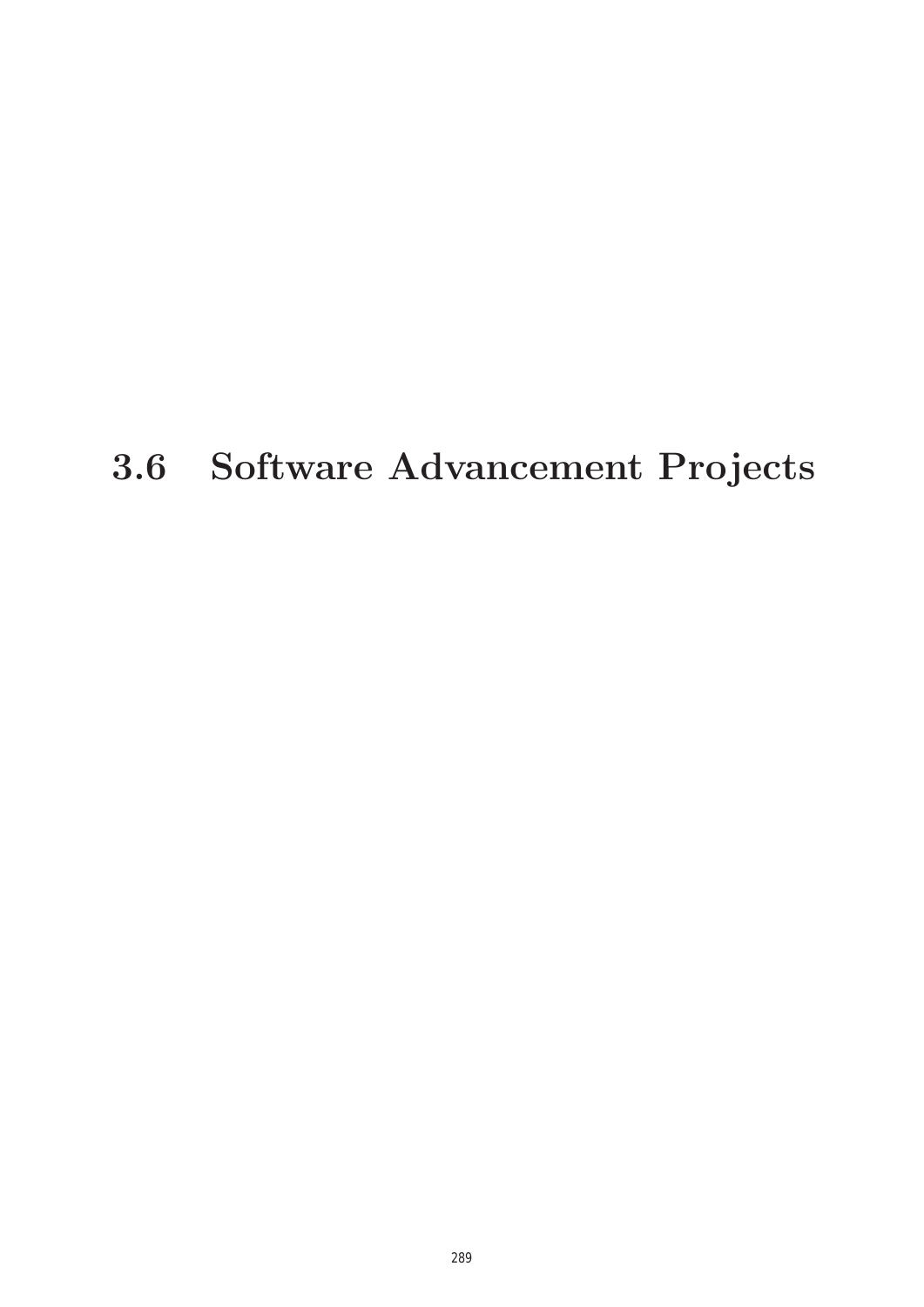## 3.6 Software Advancement Projects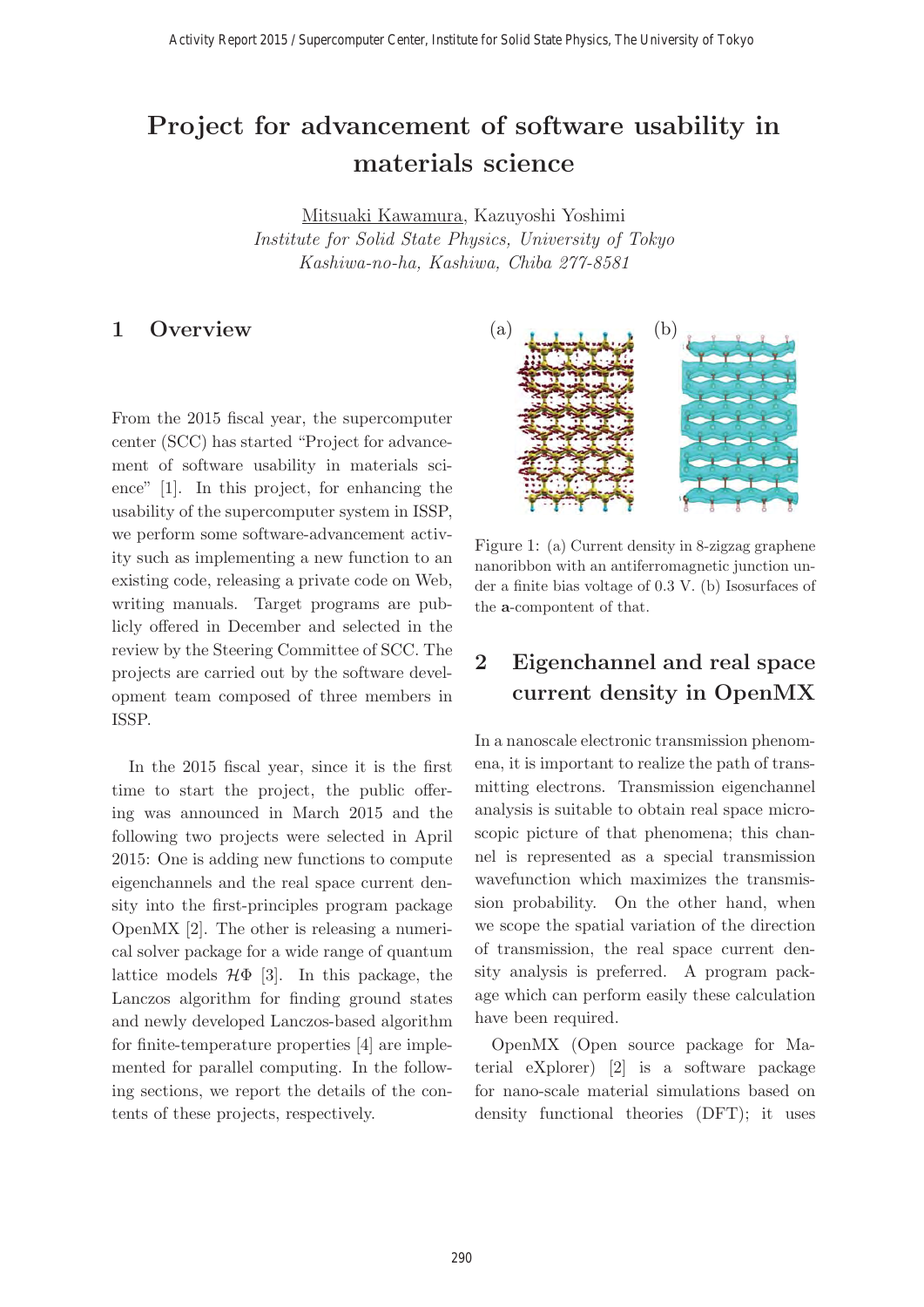# Project for advancement of software usability in materials science

Mitsuaki Kawamura, Kazuyoshi Yoshimi

*Institute for Solid State Physics, University of Tokyo*
*Kashiwa-no-ha, Kashiwa, Chiba 277-8581*

## 1 Overview

From the 2015 fiscal year, the supercomputer center (SCC) has started "Project for advancement of software usability in materials science" [1]. In this project, for enhancing the usability of the supercomputer system in ISSP, we perform some software-advancement activity such as implementing a new function to an existing code, releasing a private code on Web, writing manuals. Target programs are publicly offered in December and selected in the review by the Steering Committee of SCC. The projects are carried out by the software development team composed of three members in ISSP.

In the 2015 fiscal year, since it is the first time to start the project, the public offering was announced in March 2015 and the following two projects were selected in April 2015: One is adding new functions to compute eigenchannels and the real space current density into the first-principles program package OpenMX [2]. The other is releasing a numerical solver package for a wide range of quantum lattice models $\mathcal{H}\Phi$ [3]. In this package, the Lanczos algorithm for finding ground states and newly developed Lanczos-based algorithm for finite-temperature properties [4] are implemented for parallel computing. In the following sections, we report the details of the contents of these projects, respectively.

Figure 1: (a) Current density in 8-zigzag graphene nanoribbon with an antiferromagnetic junction under a finite bias voltage of 0.3 V. (b) Isosurfaces of the **a**-compontent of that.

## 2 Eigenchannel and real space current density in OpenMX

In a nanoscale electronic transmission phenomena, it is important to realize the path of transmitting electrons. Transmission eigenchannel analysis is suitable to obtain real space microscopic picture of that phenomena; this channel is represented as a special transmission wavefunction which maximizes the transmission probability. On the other hand, when we scope the spatial variation of the direction of transmission, the real space current density analysis is preferred. A program package which can perform easily these calculation have been required.

OpenMX (Open source package for Material eXplorer) [2] is a software package for nano-scale material simulations based on density functional theories (DFT); it uses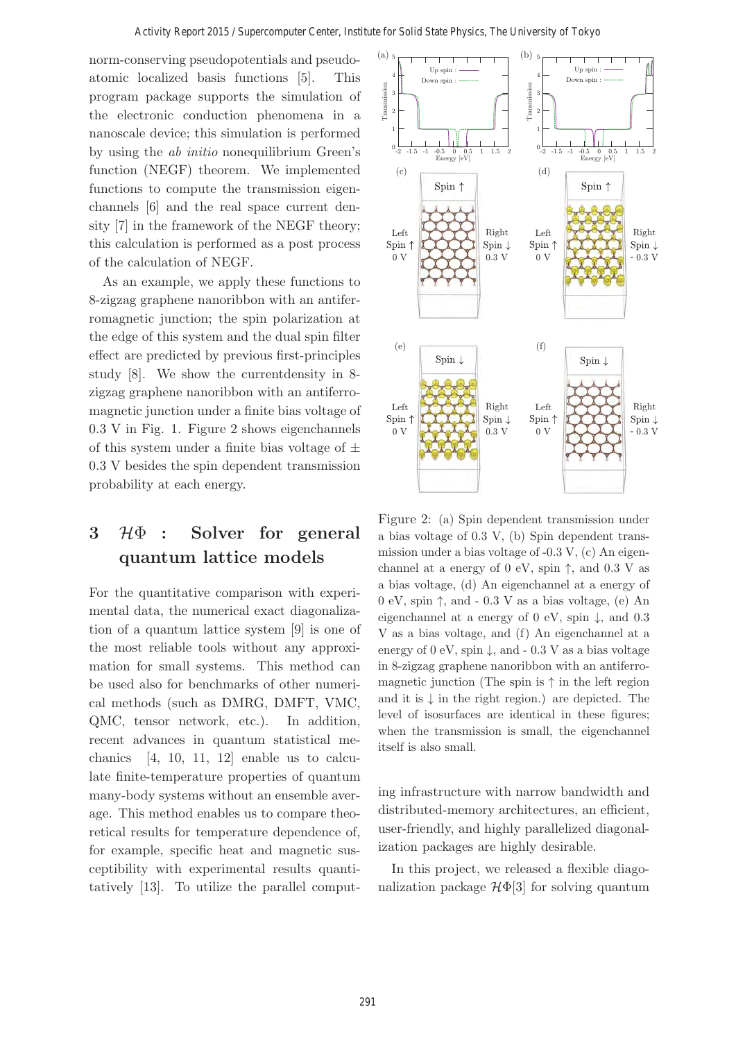norm-conserving pseudopotentials and pseudo-atomic localized basis functions [5]. This program package supports the simulation of the electronic conduction phenomena in a nanoscale device; this simulation is performed by using the *ab initio* nonequilibrium Green's function (NEGF) theorem. We implemented functions to compute the transmission eigenchannels [6] and the real space current density [7] in the framework of the NEGF theory; this calculation is performed as a post process of the calculation of NEGF.

As an example, we apply these functions to 8-zigzag graphene nanoribbon with an antiferromagnetic junction; the spin polarization at the edge of this system and the dual spin filter effect are predicted by previous first-principles study [8]. We show the currentdensity in 8-zigzag graphene nanoribbon with an antiferromagnetic junction under a finite bias voltage of 0.3 V in Fig. 1. Figure 2 shows eigenchannels of this system under a finite bias voltage of $\pm$ 0.3 V besides the spin dependent transmission probability at each energy.

Figure 2: (a) Spin dependent transmission under a bias voltage of 0.3 V, (b) Spin dependent transmission under a bias voltage of -0.3 V, (c) An eigenchannel at a energy of 0 eV, spin $\uparrow$, and 0.3 V as a bias voltage, (d) An eigenchannel at a energy of 0 eV, spin $\uparrow$, and - 0.3 V as a bias voltage, (e) An eigenchannel at a energy of 0 eV, spin $\downarrow$, and 0.3 V as a bias voltage, and (f) An eigenchannel at a energy of 0 eV, spin $\downarrow$, and - 0.3 V as a bias voltage in 8-zigzag graphene nanoribbon with an antiferromagnetic junction (The spin is $\uparrow$ in the left region and it is $\downarrow$ in the right region.) are depicted. The level of isosurfaces are identical in these figures; when the transmission is small, the eigenchannel itself is also small.

## 3 $\mathcal{H}\Phi$ : Solver for general quantum lattice models

For the quantitative comparison with experimental data, the numerical exact diagonalization of a quantum lattice system [9] is one of the most reliable tools without any approximation for small systems. This method can be used also for benchmarks of other numerical methods (such as DMRG, DMFT, VMC, QMC, tensor network, etc.). In addition, recent advances in quantum statistical mechanics [4, 10, 11, 12] enable us to calculate finite-temperature properties of quantum many-body systems without an ensemble average. This method enables us to compare theoretical results for temperature dependence of, for example, specific heat and magnetic susceptibility with experimental results quantitatively [13]. To utilize the parallel computing infrastructure with narrow bandwidth and distributed-memory architectures, an efficient, user-friendly, and highly parallelized diagonalization packages are highly desirable.

In this project, we released a flexible diagonalization package $\mathcal{H}\Phi$[3] for solving quantum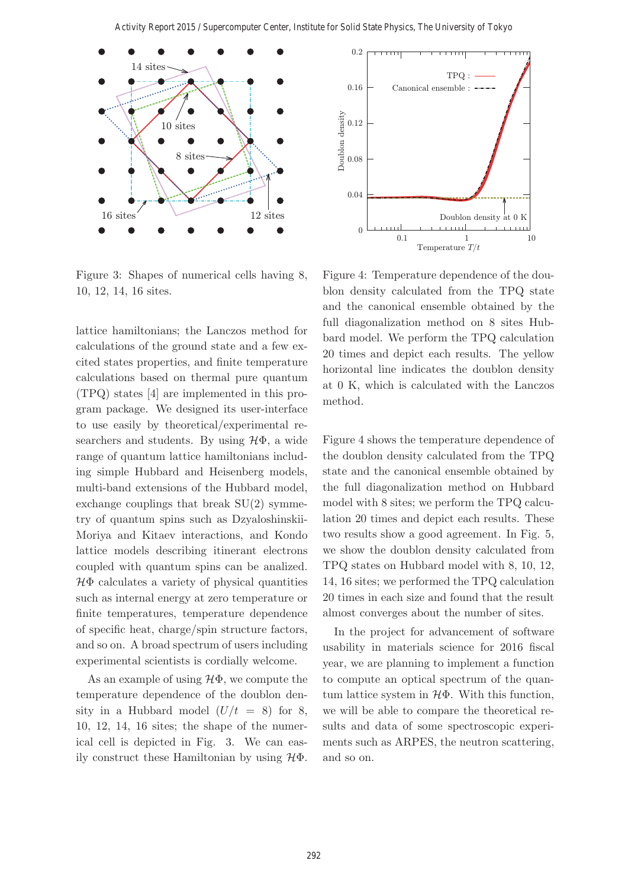Figure 3: Shapes of numerical cells having 8, 10, 12, 14, 16 sites.

Figure 4: Temperature dependence of the doublon density calculated from the TPQ state and the canonical ensemble obtained by the full diagonalization method on 8 sites Hubbard model. We perform the TPQ calculation 20 times and depict each results. The yellow horizontal line indicates the doublon density at 0 K, which is calculated with the Lanczos method.

lattice hamiltonians; the Lanczos method for calculations of the ground state and a few excited states properties, and finite temperature calculations based on thermal pure quantum (TPQ) states [4] are implemented in this program package. We designed its user-interface to use easily by theoretical/experimental researchers and students. By using $\mathcal{H}\Phi$, a wide range of quantum lattice hamiltonians including simple Hubbard and Heisenberg models, multi-band extensions of the Hubbard model, exchange couplings that break SU(2) symmetry of quantum spins such as Dzyaloshinskii-Moriya and Kitaev interactions, and Kondo lattice models describing itinerant electrons coupled with quantum spins can be analized. $\mathcal{H}\Phi$ calculates a variety of physical quantities such as internal energy at zero temperature or finite temperatures, temperature dependence of specific heat, charge/spin structure factors, and so on. A broad spectrum of users including experimental scientists is cordially welcome.

As an example of using $\mathcal{H}\Phi$, we compute the temperature dependence of the doublon density in a Hubbard model ($U/t = 8$) for 8, 10, 12, 14, 16 sites; the shape of the numerical cell is depicted in Fig. 3. We can easily construct these Hamiltonian by using $\mathcal{H}\Phi$. Figure 4 shows the temperature dependence of the doublon density calculated from the TPQ state and the canonical ensemble obtained by the full diagonalization method on Hubbard model with 8 sites; we perform the TPQ calculation 20 times and depict each results. These two results show a good agreement. In Fig. 5, we show the doublon density calculated from TPQ states on Hubbard model with 8, 10, 12, 14, 16 sites; we performed the TPQ calculation 20 times in each size and found that the result almost converges about the number of sites.

In the project for advancement of software usability in materials science for 2016 fiscal year, we are planning to implement a function to compute an optical spectrum of the quantum lattice system in $\mathcal{H}\Phi$. With this function, we will be able to compare the theoretical results and data of some spectroscopic experiments such as ARPES, the neutron scattering, and so on.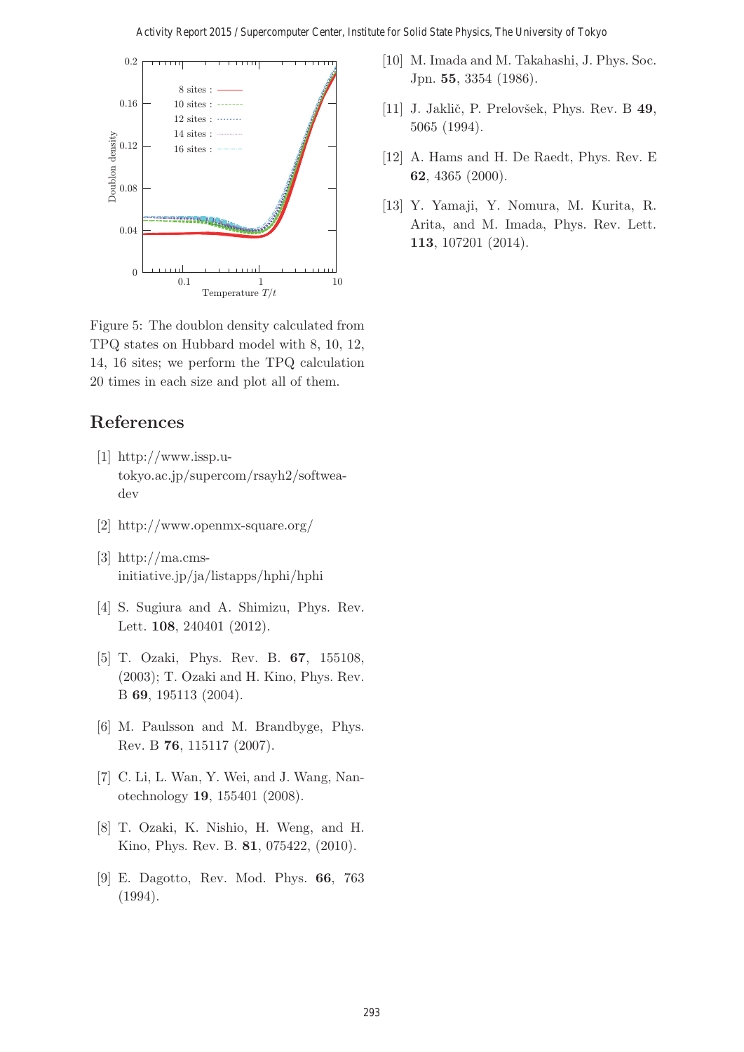0.2

0.16

0.12

0.08

0.04

0

Doublon density

8 sites :

10 sites :

12 sites :

14 sites :

16 sites :

0.1

1

10

Temperature $T/t$

Figure 5: The doublon density calculated from TPQ states on Hubbard model with 8, 10, 12, 14, 16 sites; we perform the TPQ calculation 20 times in each size and plot all of them.

## References

[1] http://www.issp.u-tokyo.ac.jp/supercom/rsayh2/softwea-dev

[2] http://www.openmx-square.org/

[3] http://ma.cms-initiative.jp/ja/listapps/hphi/hphi

[4] S. Sugiura and A. Shimizu, Phys. Rev. Lett. **108**, 240401 (2012).

[5] T. Ozaki, Phys. Rev. B. **67**, 155108, (2003); T. Ozaki and H. Kino, Phys. Rev. B **69**, 195113 (2004).

[6] M. Paulsson and M. Brandbyge, Phys. Rev. B **76**, 115117 (2007).

[7] C. Li, L. Wan, Y. Wei, and J. Wang, Nanotechnology **19**, 155401 (2008).

[8] T. Ozaki, K. Nishio, H. Weng, and H. Kino, Phys. Rev. B. **81**, 075422, (2010).

[9] E. Dagotto, Rev. Mod. Phys. **66**, 763 (1994).

[10] M. Imada and M. Takahashi, J. Phys. Soc. Jpn. **55**, 3354 (1986).

[11] J. Jaklič, P. Prelovšek, Phys. Rev. B **49**, 5065 (1994).

[12] A. Hams and H. De Raedt, Phys. Rev. E **62**, 4365 (2000).

[13] Y. Yamaji, Y. Nomura, M. Kurita, R. Arita, and M. Imada, Phys. Rev. Lett. **113**, 107201 (2014).